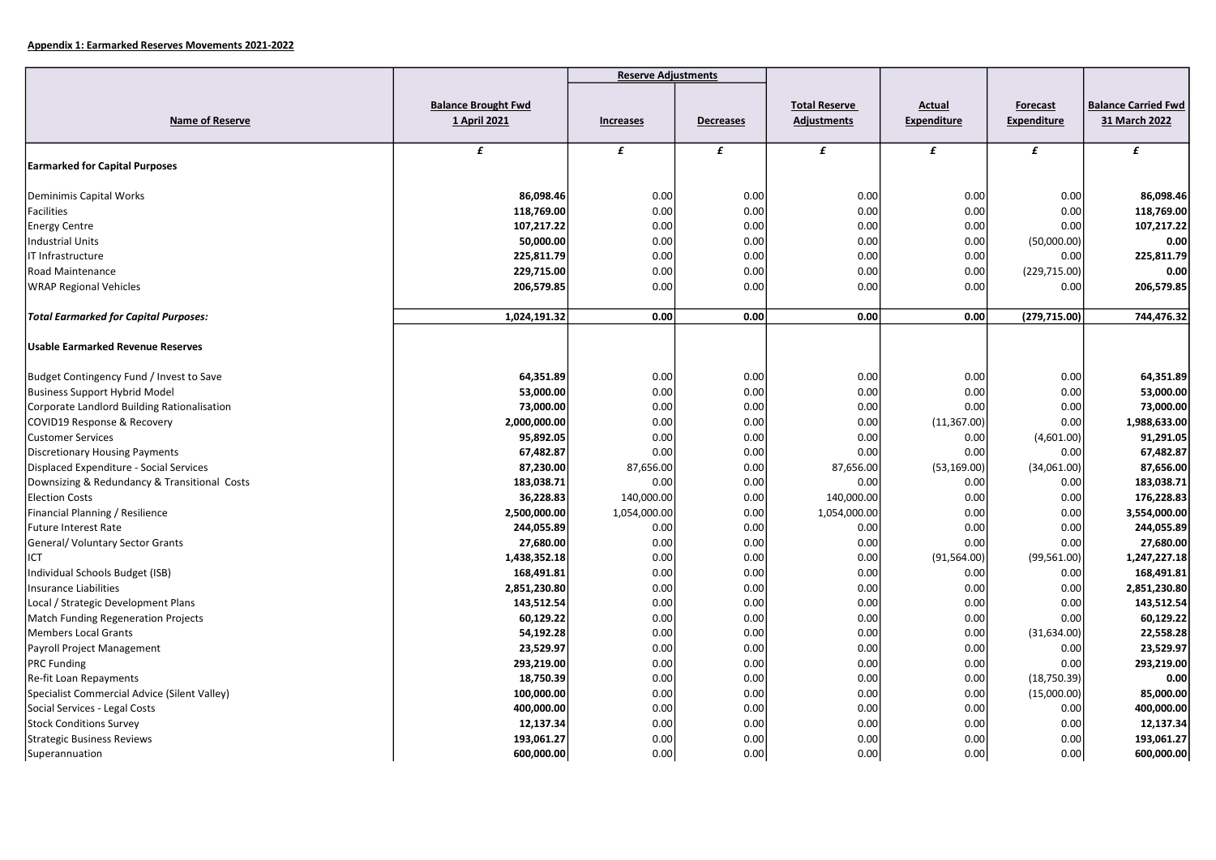**Appendix 1: Earmarked Reserves Movements 2021-2022**

| Name of Reserve | Balance Brought Fwd 1 April 2021 | Reserve Adjustments | | Total Reserve Adjustments | Actual Expenditure | Forecast Expenditure | Balance Carried Fwd 31 March 2022 |
|---|---|---|---|---|---|---|---|
| | | Increases | Decreases | | | | |
| | **£** | **£** | **£** | **£** | **£** | **£** | **£** |
| **Earmarked for Capital Purposes** | | | | | | | |
| Deminimis Capital Works | **86,098.46** | 0.00 | 0.00 | 0.00 | 0.00 | 0.00 | **86,098.46** |
| Facilities | **118,769.00** | 0.00 | 0.00 | 0.00 | 0.00 | 0.00 | **118,769.00** |
| Energy Centre | **107,217.22** | 0.00 | 0.00 | 0.00 | 0.00 | 0.00 | **107,217.22** |
| Industrial Units | **50,000.00** | 0.00 | 0.00 | 0.00 | 0.00 | (50,000.00) | **0.00** |
| IT Infrastructure | **225,811.79** | 0.00 | 0.00 | 0.00 | 0.00 | 0.00 | **225,811.79** |
| Road Maintenance | **229,715.00** | 0.00 | 0.00 | 0.00 | 0.00 | (229,715.00) | **0.00** |
| WRAP Regional Vehicles | **206,579.85** | 0.00 | 0.00 | 0.00 | 0.00 | 0.00 | **206,579.85** |
| ***Total Earmarked for Capital Purposes:*** | **1,024,191.32** | **0.00** | **0.00** | **0.00** | **0.00** | **(279,715.00)** | **744,476.32** |
| **Usable Earmarked Revenue Reserves** | | | | | | | |
| Budget Contingency Fund / Invest to Save | **64,351.89** | 0.00 | 0.00 | 0.00 | 0.00 | 0.00 | **64,351.89** |
| Business Support Hybrid Model | **53,000.00** | 0.00 | 0.00 | 0.00 | 0.00 | 0.00 | **53,000.00** |
| Corporate Landlord Building Rationalisation | **73,000.00** | 0.00 | 0.00 | 0.00 | 0.00 | 0.00 | **73,000.00** |
| COVID19 Response & Recovery | **2,000,000.00** | 0.00 | 0.00 | 0.00 | (11,367.00) | 0.00 | **1,988,633.00** |
| Customer Services | **95,892.05** | 0.00 | 0.00 | 0.00 | 0.00 | (4,601.00) | **91,291.05** |
| Discretionary Housing Payments | **67,482.87** | 0.00 | 0.00 | 0.00 | 0.00 | 0.00 | **67,482.87** |
| Displaced Expenditure - Social Services | **87,230.00** | 87,656.00 | 0.00 | 87,656.00 | (53,169.00) | (34,061.00) | **87,656.00** |
| Downsizing & Redundancy & Transitional Costs | **183,038.71** | 0.00 | 0.00 | 0.00 | 0.00 | 0.00 | **183,038.71** |
| Election Costs | **36,228.83** | 140,000.00 | 0.00 | 140,000.00 | 0.00 | 0.00 | **176,228.83** |
| Financial Planning / Resilience | **2,500,000.00** | 1,054,000.00 | 0.00 | 1,054,000.00 | 0.00 | 0.00 | **3,554,000.00** |
| Future Interest Rate | **244,055.89** | 0.00 | 0.00 | 0.00 | 0.00 | 0.00 | **244,055.89** |
| General/ Voluntary Sector Grants | **27,680.00** | 0.00 | 0.00 | 0.00 | 0.00 | 0.00 | **27,680.00** |
| ICT | **1,438,352.18** | 0.00 | 0.00 | 0.00 | (91,564.00) | (99,561.00) | **1,247,227.18** |
| Individual Schools Budget (ISB) | **168,491.81** | 0.00 | 0.00 | 0.00 | 0.00 | 0.00 | **168,491.81** |
| Insurance Liabilities | **2,851,230.80** | 0.00 | 0.00 | 0.00 | 0.00 | 0.00 | **2,851,230.80** |
| Local / Strategic Development Plans | **143,512.54** | 0.00 | 0.00 | 0.00 | 0.00 | 0.00 | **143,512.54** |
| Match Funding Regeneration Projects | **60,129.22** | 0.00 | 0.00 | 0.00 | 0.00 | 0.00 | **60,129.22** |
| Members Local Grants | **54,192.28** | 0.00 | 0.00 | 0.00 | 0.00 | (31,634.00) | **22,558.28** |
| Payroll Project Management | **23,529.97** | 0.00 | 0.00 | 0.00 | 0.00 | 0.00 | **23,529.97** |
| PRC Funding | **293,219.00** | 0.00 | 0.00 | 0.00 | 0.00 | 0.00 | **293,219.00** |
| Re-fit Loan Repayments | **18,750.39** | 0.00 | 0.00 | 0.00 | 0.00 | (18,750.39) | **0.00** |
| Specialist Commercial Advice (Silent Valley) | **100,000.00** | 0.00 | 0.00 | 0.00 | 0.00 | (15,000.00) | **85,000.00** |
| Social Services - Legal Costs | **400,000.00** | 0.00 | 0.00 | 0.00 | 0.00 | 0.00 | **400,000.00** |
| Stock Conditions Survey | **12,137.34** | 0.00 | 0.00 | 0.00 | 0.00 | 0.00 | **12,137.34** |
| Strategic Business Reviews | **193,061.27** | 0.00 | 0.00 | 0.00 | 0.00 | 0.00 | **193,061.27** |
| Superannuation | **600,000.00** | 0.00 | 0.00 | 0.00 | 0.00 | 0.00 | **600,000.00** |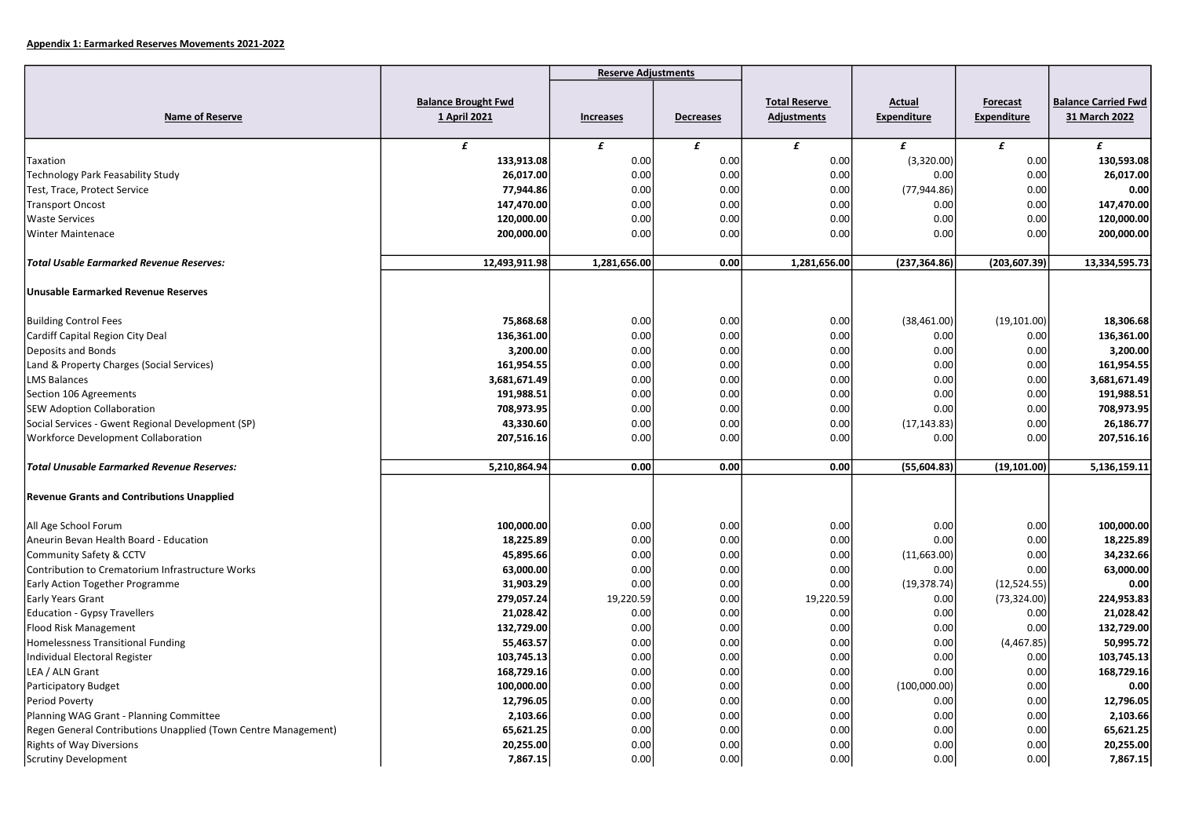**Appendix 1: Earmarked Reserves Movements 2021-2022**

| Name of Reserve | Balance Brought Fwd 1 April 2021 | Reserve Adjustments | | Total Reserve Adjustments | Actual Expenditure | Forecast Expenditure | Balance Carried Fwd 31 March 2022 |
|---|---|---|---|---|---|---|---|
| | | Increases | Decreases | | | | |
| | £ | £ | £ | £ | £ | £ | £ |
| Taxation | **133,913.08** | 0.00 | 0.00 | 0.00 | (3,320.00) | 0.00 | **130,593.08** |
| Technology Park Feasability Study | **26,017.00** | 0.00 | 0.00 | 0.00 | 0.00 | 0.00 | **26,017.00** |
| Test, Trace, Protect Service | **77,944.86** | 0.00 | 0.00 | 0.00 | (77,944.86) | 0.00 | **0.00** |
| Transport Oncost | **147,470.00** | 0.00 | 0.00 | 0.00 | 0.00 | 0.00 | **147,470.00** |
| Waste Services | **120,000.00** | 0.00 | 0.00 | 0.00 | 0.00 | 0.00 | **120,000.00** |
| Winter Maintenace | **200,000.00** | 0.00 | 0.00 | 0.00 | 0.00 | 0.00 | **200,000.00** |
| ***Total Usable Earmarked Revenue Reserves:*** | **12,493,911.98** | **1,281,656.00** | **0.00** | **1,281,656.00** | **(237,364.86)** | **(203,607.39)** | **13,334,595.73** |
| **Unusable Earmarked Revenue Reserves** | | | | | | | |
| Building Control Fees | **75,868.68** | 0.00 | 0.00 | 0.00 | (38,461.00) | (19,101.00) | **18,306.68** |
| Cardiff Capital Region City Deal | **136,361.00** | 0.00 | 0.00 | 0.00 | 0.00 | 0.00 | **136,361.00** |
| Deposits and Bonds | **3,200.00** | 0.00 | 0.00 | 0.00 | 0.00 | 0.00 | **3,200.00** |
| Land & Property Charges (Social Services) | **161,954.55** | 0.00 | 0.00 | 0.00 | 0.00 | 0.00 | **161,954.55** |
| LMS Balances | **3,681,671.49** | 0.00 | 0.00 | 0.00 | 0.00 | 0.00 | **3,681,671.49** |
| Section 106 Agreements | **191,988.51** | 0.00 | 0.00 | 0.00 | 0.00 | 0.00 | **191,988.51** |
| SEW Adoption Collaboration | **708,973.95** | 0.00 | 0.00 | 0.00 | 0.00 | 0.00 | **708,973.95** |
| Social Services - Gwent Regional Development (SP) | **43,330.60** | 0.00 | 0.00 | 0.00 | (17,143.83) | 0.00 | **26,186.77** |
| Workforce Development Collaboration | **207,516.16** | 0.00 | 0.00 | 0.00 | 0.00 | 0.00 | **207,516.16** |
| ***Total Unusable Earmarked Revenue Reserves:*** | **5,210,864.94** | **0.00** | **0.00** | **0.00** | **(55,604.83)** | **(19,101.00)** | **5,136,159.11** |
| **Revenue Grants and Contributions Unapplied** | | | | | | | |
| All Age School Forum | **100,000.00** | 0.00 | 0.00 | 0.00 | 0.00 | 0.00 | **100,000.00** |
| Aneurin Bevan Health Board - Education | **18,225.89** | 0.00 | 0.00 | 0.00 | 0.00 | 0.00 | **18,225.89** |
| Community Safety & CCTV | **45,895.66** | 0.00 | 0.00 | 0.00 | (11,663.00) | 0.00 | **34,232.66** |
| Contribution to Crematorium Infrastructure Works | **63,000.00** | 0.00 | 0.00 | 0.00 | 0.00 | 0.00 | **63,000.00** |
| Early Action Together Programme | **31,903.29** | 0.00 | 0.00 | 0.00 | (19,378.74) | (12,524.55) | **0.00** |
| Early Years Grant | **279,057.24** | 19,220.59 | 0.00 | 19,220.59 | 0.00 | (73,324.00) | **224,953.83** |
| Education - Gypsy Travellers | **21,028.42** | 0.00 | 0.00 | 0.00 | 0.00 | 0.00 | **21,028.42** |
| Flood Risk Management | **132,729.00** | 0.00 | 0.00 | 0.00 | 0.00 | 0.00 | **132,729.00** |
| Homelessness Transitional Funding | **55,463.57** | 0.00 | 0.00 | 0.00 | 0.00 | (4,467.85) | **50,995.72** |
| Individual Electoral Register | **103,745.13** | 0.00 | 0.00 | 0.00 | 0.00 | 0.00 | **103,745.13** |
| LEA / ALN Grant | **168,729.16** | 0.00 | 0.00 | 0.00 | 0.00 | 0.00 | **168,729.16** |
| Participatory Budget | **100,000.00** | 0.00 | 0.00 | 0.00 | (100,000.00) | 0.00 | **0.00** |
| Period Poverty | **12,796.05** | 0.00 | 0.00 | 0.00 | 0.00 | 0.00 | **12,796.05** |
| Planning WAG Grant - Planning Committee | **2,103.66** | 0.00 | 0.00 | 0.00 | 0.00 | 0.00 | **2,103.66** |
| Regen General Contributions Unapplied (Town Centre Management) | **65,621.25** | 0.00 | 0.00 | 0.00 | 0.00 | 0.00 | **65,621.25** |
| Rights of Way Diversions | **20,255.00** | 0.00 | 0.00 | 0.00 | 0.00 | 0.00 | **20,255.00** |
| Scrutiny Development | **7,867.15** | 0.00 | 0.00 | 0.00 | 0.00 | 0.00 | **7,867.15** |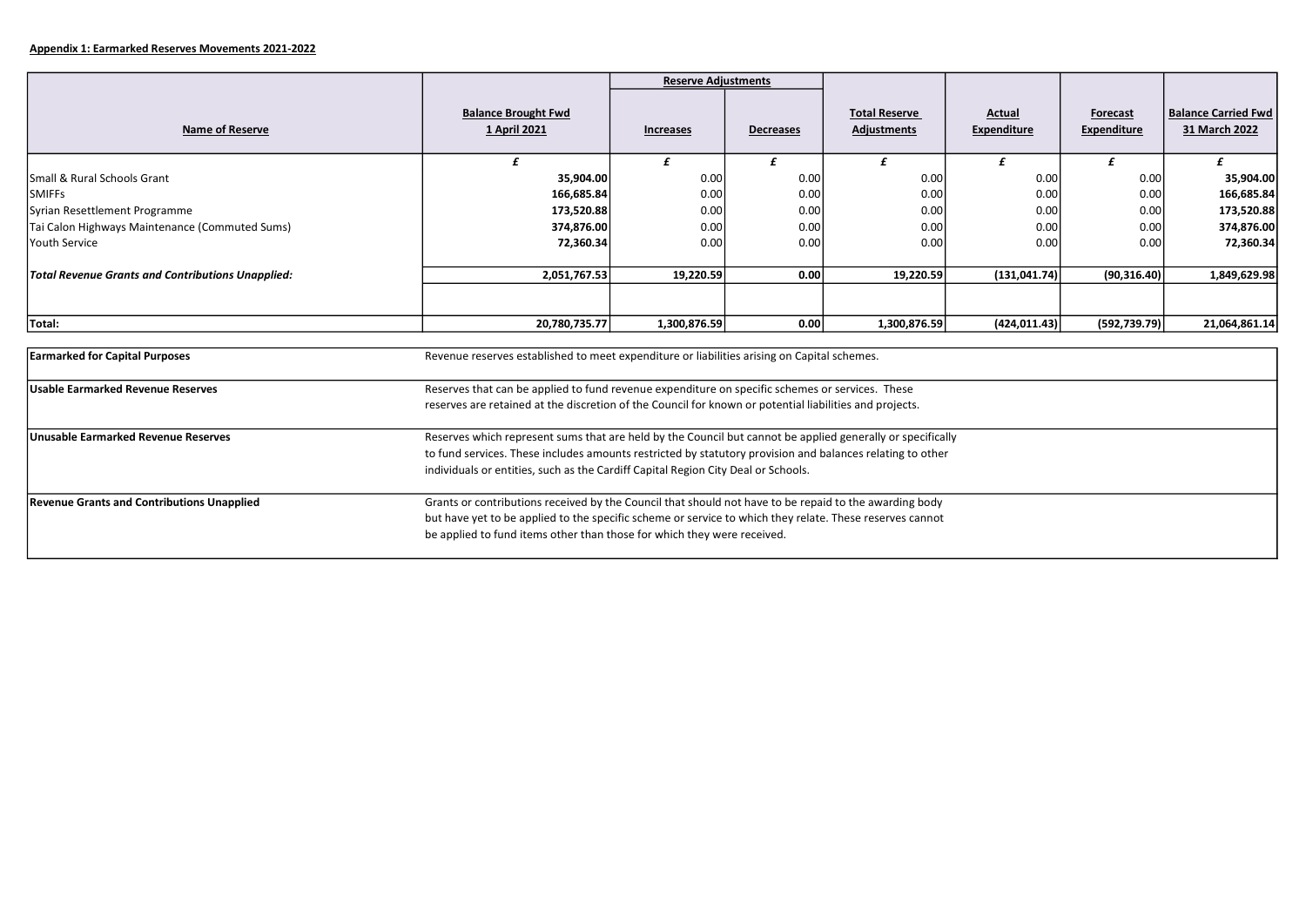**Appendix 1: Earmarked Reserves Movements 2021-2022**

| Name of Reserve | Balance Brought Fwd 1 April 2021 | Reserve Adjustments | | Total Reserve Adjustments | Actual Expenditure | Forecast Expenditure | Balance Carried Fwd 31 March 2022 |
|---|---|---|---|---|---|---|---|
| | | Increases | Decreases | | | | |
| | £ | £ | £ | £ | £ | £ | £ |
| Small & Rural Schools Grant | **35,904.00** | 0.00 | 0.00 | 0.00 | 0.00 | 0.00 | **35,904.00** |
| SMIFFs | **166,685.84** | 0.00 | 0.00 | 0.00 | 0.00 | 0.00 | **166,685.84** |
| Syrian Resettlement Programme | **173,520.88** | 0.00 | 0.00 | 0.00 | 0.00 | 0.00 | **173,520.88** |
| Tai Calon Highways Maintenance (Commuted Sums) | **374,876.00** | 0.00 | 0.00 | 0.00 | 0.00 | 0.00 | **374,876.00** |
| Youth Service | **72,360.34** | 0.00 | 0.00 | 0.00 | 0.00 | 0.00 | **72,360.34** |
| ***Total Revenue Grants and Contributions Unapplied:*** | **2,051,767.53** | **19,220.59** | **0.00** | **19,220.59** | **(131,041.74)** | **(90,316.40)** | **1,849,629.98** |
| | | | | | | | |
| **Total:** | **20,780,735.77** | **1,300,876.59** | **0.00** | **1,300,876.59** | **(424,011.43)** | **(592,739.79)** | **21,064,861.14** |

| | |
|---|---|
| **Earmarked for Capital Purposes** | Revenue reserves established to meet expenditure or liabilities arising on Capital schemes. |
| **Usable Earmarked Revenue Reserves** | Reserves that can be applied to fund revenue expenditure on specific schemes or services. These reserves are retained at the discretion of the Council for known or potential liabilities and projects. |
| **Unusable Earmarked Revenue Reserves** | Reserves which represent sums that are held by the Council but cannot be applied generally or specifically to fund services. These includes amounts restricted by statutory provision and balances relating to other individuals or entities, such as the Cardiff Capital Region City Deal or Schools. |
| **Revenue Grants and Contributions Unapplied** | Grants or contributions received by the Council that should not have to be repaid to the awarding body but have yet to be applied to the specific scheme or service to which they relate. These reserves cannot be applied to fund items other than those for which they were received. |